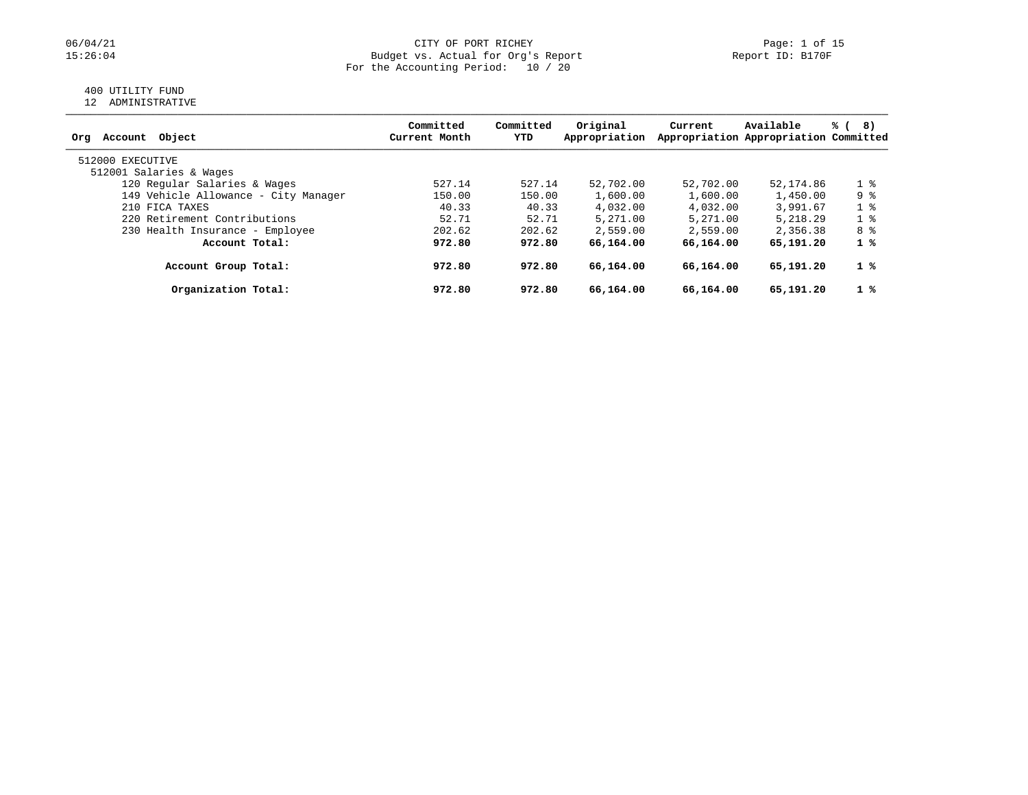# CITY OF PORT RICHEY

Budget vs. Actual for Org's Report

For the Accounting Period: 10 / 20

400 UTILITY FUND

12 ADMINISTRATIVE

| Org Account Object | Committed Current Month | Committed YTD | Original Appropriation | Current Appropriation | Available Appropriation | % ( 8) Committed |
|---|---|---|---|---|---|---|
| 512000 EXECUTIVE | | | | | | |
| 512001 Salaries & Wages | | | | | | |
| 120 Regular Salaries & Wages | 527.14 | 527.14 | 52,702.00 | 52,702.00 | 52,174.86 | 1 % |
| 149 Vehicle Allowance - City Manager | 150.00 | 150.00 | 1,600.00 | 1,600.00 | 1,450.00 | 9 % |
| 210 FICA TAXES | 40.33 | 40.33 | 4,032.00 | 4,032.00 | 3,991.67 | 1 % |
| 220 Retirement Contributions | 52.71 | 52.71 | 5,271.00 | 5,271.00 | 5,218.29 | 1 % |
| 230 Health Insurance - Employee | 202.62 | 202.62 | 2,559.00 | 2,559.00 | 2,356.38 | 8 % |
| **Account Total:** | **972.80** | **972.80** | **66,164.00** | **66,164.00** | **65,191.20** | **1 %** |
| **Account Group Total:** | **972.80** | **972.80** | **66,164.00** | **66,164.00** | **65,191.20** | **1 %** |
| **Organization Total:** | **972.80** | **972.80** | **66,164.00** | **66,164.00** | **65,191.20** | **1 %** |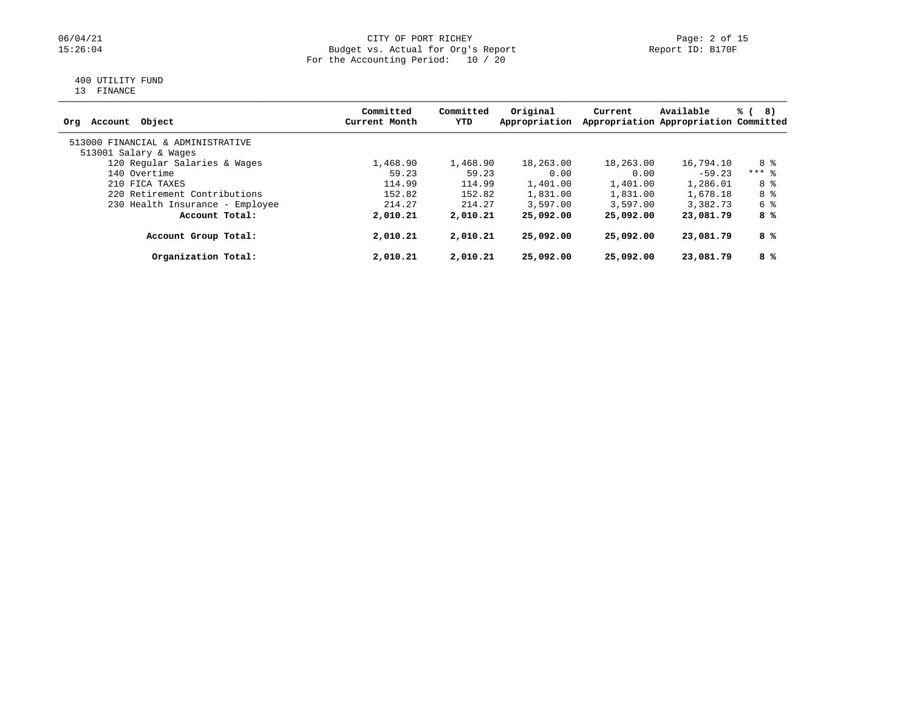CITY OF PORT RICHEY
Budget vs. Actual for Org's Report
For the Accounting Period: 10 / 20

400 UTILITY FUND
13 FINANCE

| Org Account Object | Committed Current Month | Committed YTD | Original Appropriation | Current Appropriation | Available Appropriation | % ( 8) Committed |
|---|---|---|---|---|---|---|
| 513000 FINANCIAL & ADMINISTRATIVE | | | | | | |
| 513001 Salary & Wages | | | | | | |
| 120 Regular Salaries & Wages | 1,468.90 | 1,468.90 | 18,263.00 | 18,263.00 | 16,794.10 | 8 % |
| 140 Overtime | 59.23 | 59.23 | 0.00 | 0.00 | -59.23 | *** % |
| 210 FICA TAXES | 114.99 | 114.99 | 1,401.00 | 1,401.00 | 1,286.01 | 8 % |
| 220 Retirement Contributions | 152.82 | 152.82 | 1,831.00 | 1,831.00 | 1,678.18 | 8 % |
| 230 Health Insurance - Employee | 214.27 | 214.27 | 3,597.00 | 3,597.00 | 3,382.73 | 6 % |
| **Account Total:** | **2,010.21** | **2,010.21** | **25,092.00** | **25,092.00** | **23,081.79** | **8 %** |
| **Account Group Total:** | **2,010.21** | **2,010.21** | **25,092.00** | **25,092.00** | **23,081.79** | **8 %** |
| **Organization Total:** | **2,010.21** | **2,010.21** | **25,092.00** | **25,092.00** | **23,081.79** | **8 %** |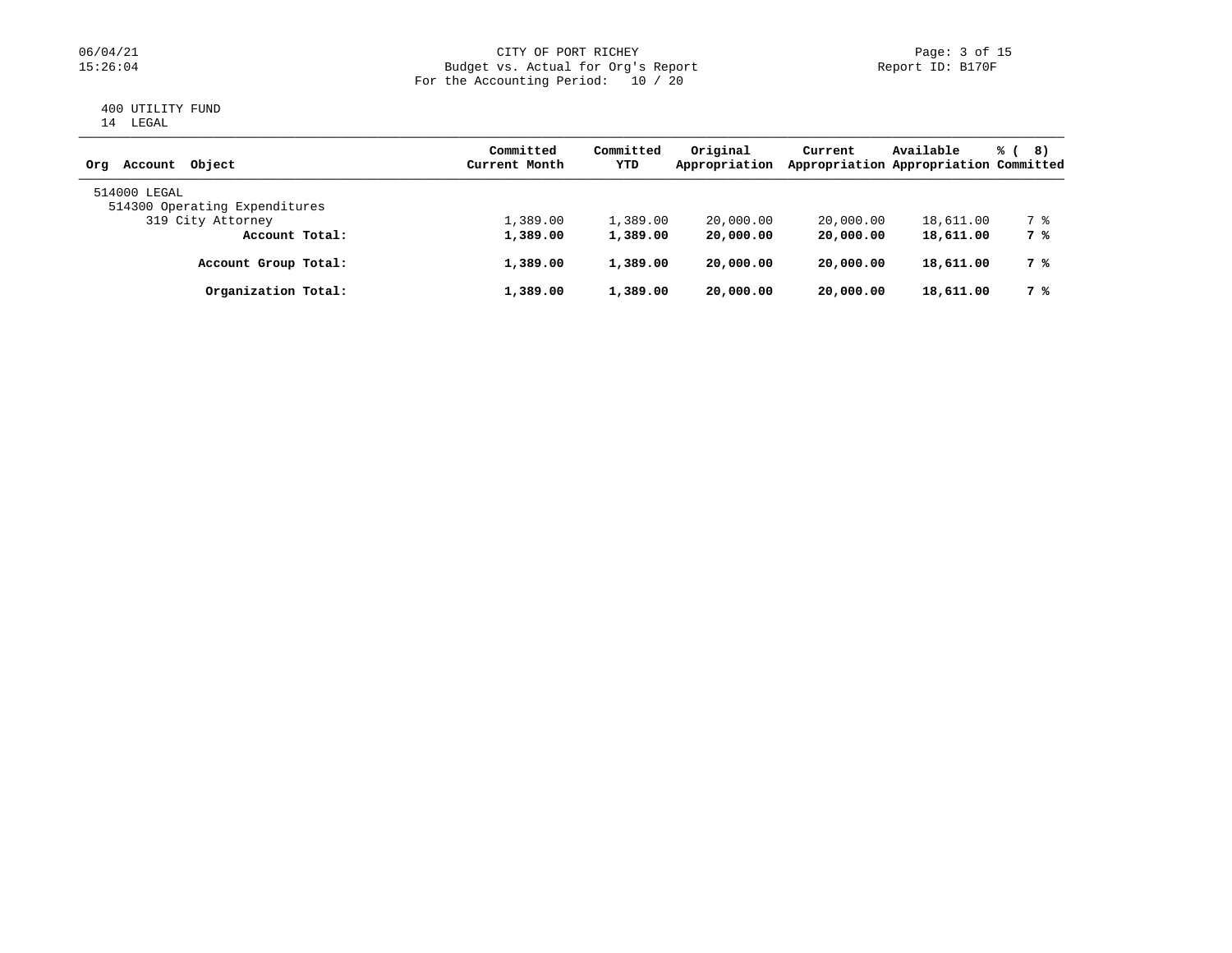CITY OF PORT RICHEY
Budget vs. Actual for Org's Report
For the Accounting Period: 10 / 20

400 UTILITY FUND
14 LEGAL

| Org Account Object | Committed Current Month | Committed YTD | Original Appropriation | Current Appropriation | Available Appropriation | % ( 8) Committed |
|---|---|---|---|---|---|---|
| 514000 LEGAL | | | | | | |
| 514300 Operating Expenditures | | | | | | |
| 319 City Attorney | 1,389.00 | 1,389.00 | 20,000.00 | 20,000.00 | 18,611.00 | 7 % |
| **Account Total:** | **1,389.00** | **1,389.00** | **20,000.00** | **20,000.00** | **18,611.00** | **7 %** |
| **Account Group Total:** | **1,389.00** | **1,389.00** | **20,000.00** | **20,000.00** | **18,611.00** | **7 %** |
| **Organization Total:** | **1,389.00** | **1,389.00** | **20,000.00** | **20,000.00** | **18,611.00** | **7 %** |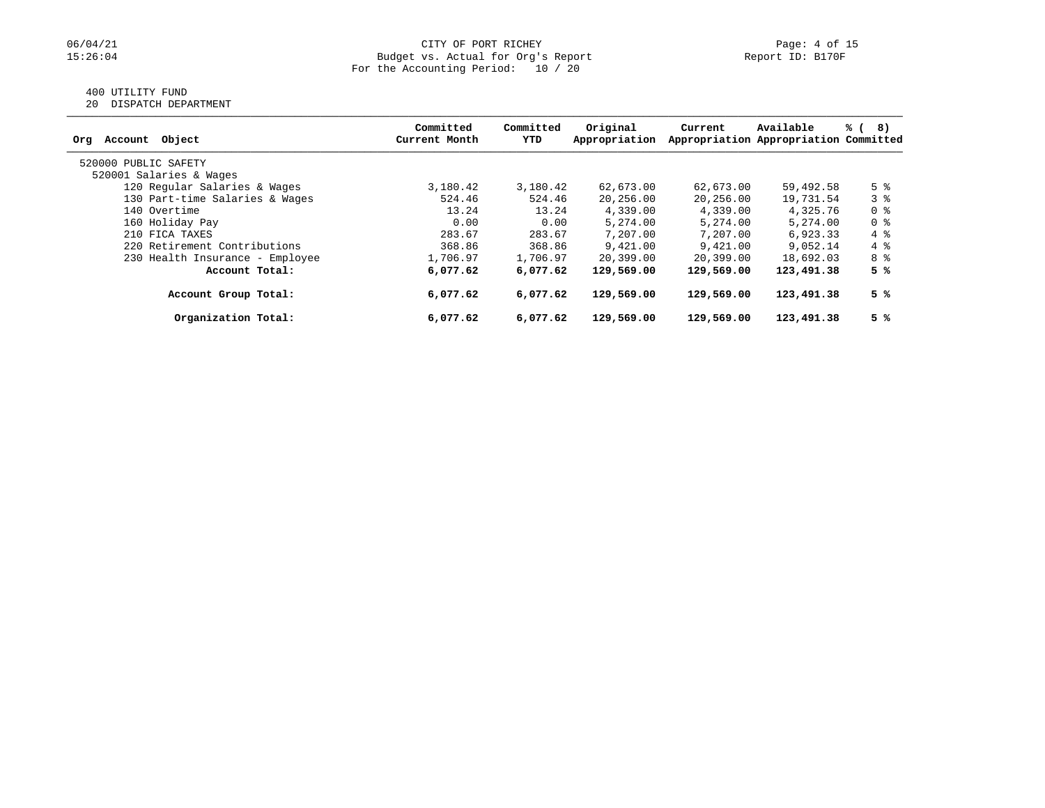CITY OF PORT RICHEY
Budget vs. Actual for Org's Report
For the Accounting Period: 10 / 20

06/04/21
15:26:04

Report ID: B170F

400 UTILITY FUND
20 DISPATCH DEPARTMENT

| Org Account Object | Committed Current Month | Committed YTD | Original Appropriation | Current Appropriation | Available Appropriation | % ( 8) Committed |
|---|---|---|---|---|---|---|
| 520000 PUBLIC SAFETY | | | | | | |
| 520001 Salaries & Wages | | | | | | |
| 120 Regular Salaries & Wages | 3,180.42 | 3,180.42 | 62,673.00 | 62,673.00 | 59,492.58 | 5 % |
| 130 Part-time Salaries & Wages | 524.46 | 524.46 | 20,256.00 | 20,256.00 | 19,731.54 | 3 % |
| 140 Overtime | 13.24 | 13.24 | 4,339.00 | 4,339.00 | 4,325.76 | 0 % |
| 160 Holiday Pay | 0.00 | 0.00 | 5,274.00 | 5,274.00 | 5,274.00 | 0 % |
| 210 FICA TAXES | 283.67 | 283.67 | 7,207.00 | 7,207.00 | 6,923.33 | 4 % |
| 220 Retirement Contributions | 368.86 | 368.86 | 9,421.00 | 9,421.00 | 9,052.14 | 4 % |
| 230 Health Insurance - Employee | 1,706.97 | 1,706.97 | 20,399.00 | 20,399.00 | 18,692.03 | 8 % |
| **Account Total:** | **6,077.62** | **6,077.62** | **129,569.00** | **129,569.00** | **123,491.38** | **5 %** |
| **Account Group Total:** | **6,077.62** | **6,077.62** | **129,569.00** | **129,569.00** | **123,491.38** | **5 %** |
| **Organization Total:** | **6,077.62** | **6,077.62** | **129,569.00** | **129,569.00** | **123,491.38** | **5 %** |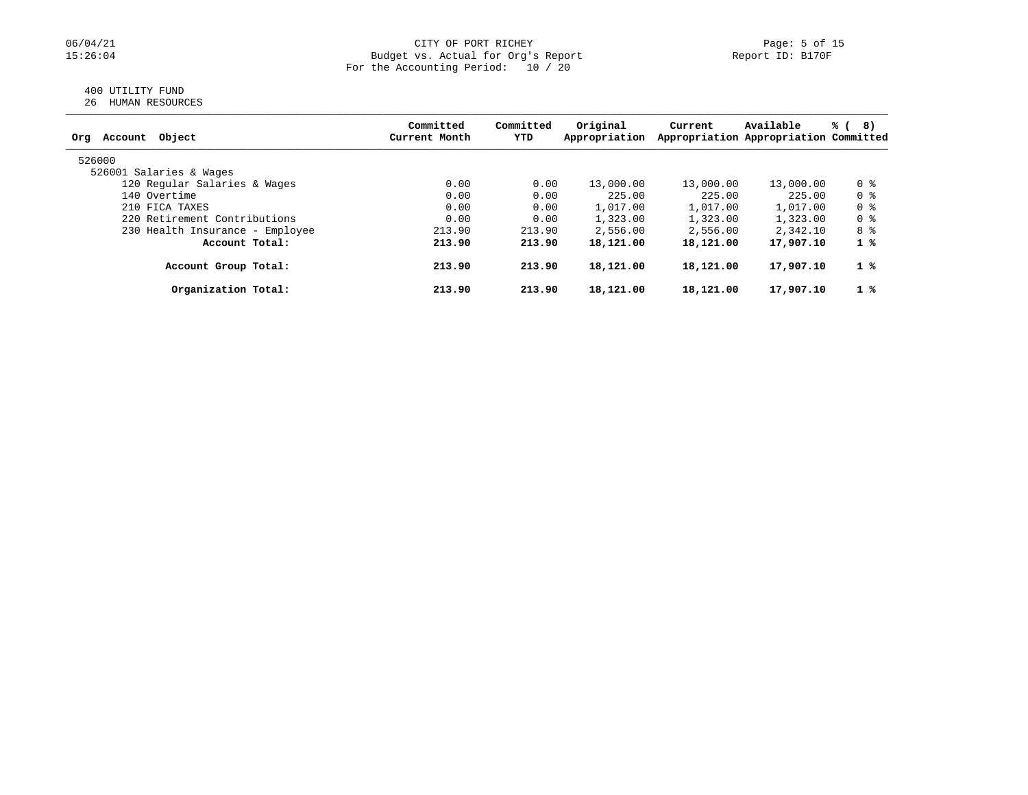CITY OF PORT RICHEY
Budget vs. Actual for Org's Report
For the Accounting Period: 10 / 20

400 UTILITY FUND
26 HUMAN RESOURCES

| Org Account Object | Committed Current Month | Committed YTD | Original Appropriation | Current Appropriation | Available Appropriation | % ( 8) Committed |
|---|---|---|---|---|---|---|
| 526000 | | | | | | |
| 526001 Salaries & Wages | | | | | | |
| 120 Regular Salaries & Wages | 0.00 | 0.00 | 13,000.00 | 13,000.00 | 13,000.00 | 0 % |
| 140 Overtime | 0.00 | 0.00 | 225.00 | 225.00 | 225.00 | 0 % |
| 210 FICA TAXES | 0.00 | 0.00 | 1,017.00 | 1,017.00 | 1,017.00 | 0 % |
| 220 Retirement Contributions | 0.00 | 0.00 | 1,323.00 | 1,323.00 | 1,323.00 | 0 % |
| 230 Health Insurance - Employee | 213.90 | 213.90 | 2,556.00 | 2,556.00 | 2,342.10 | 8 % |
| **Account Total:** | **213.90** | **213.90** | **18,121.00** | **18,121.00** | **17,907.10** | **1 %** |
| **Account Group Total:** | **213.90** | **213.90** | **18,121.00** | **18,121.00** | **17,907.10** | **1 %** |
| **Organization Total:** | **213.90** | **213.90** | **18,121.00** | **18,121.00** | **17,907.10** | **1 %** |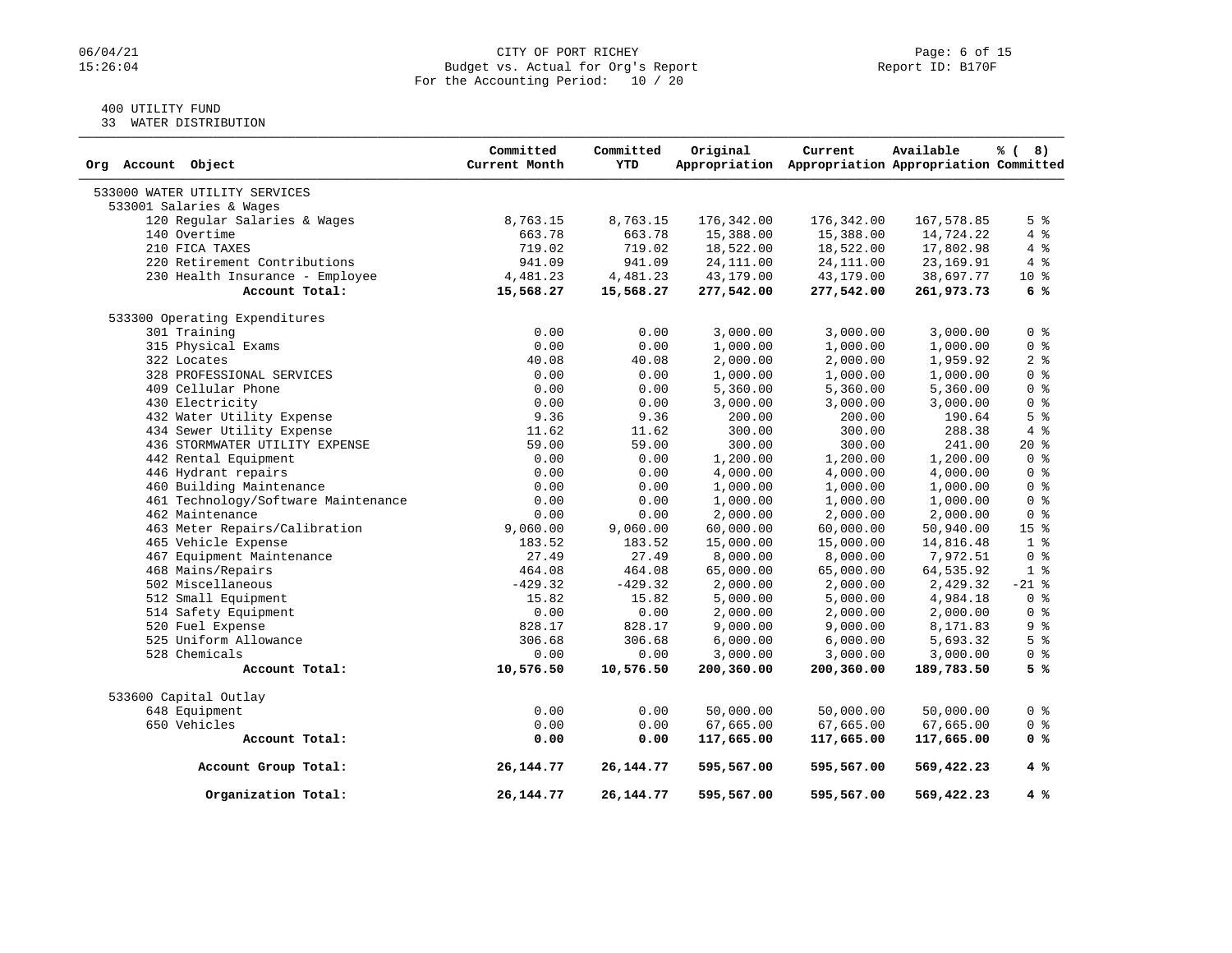CITY OF PORT RICHEY
Budget vs. Actual for Org's Report
For the Accounting Period: 10 / 20

400 UTILITY FUND
33 WATER DISTRIBUTION

| Org Account Object | Committed Current Month | Committed YTD | Original Appropriation | Current Appropriation | Available Appropriation | % ( 8) Committed |
|---|---|---|---|---|---|---|
| 533000 WATER UTILITY SERVICES | | | | | | |
| 533001 Salaries & Wages | | | | | | |
| 120 Regular Salaries & Wages | 8,763.15 | 8,763.15 | 176,342.00 | 176,342.00 | 167,578.85 | 5 % |
| 140 Overtime | 663.78 | 663.78 | 15,388.00 | 15,388.00 | 14,724.22 | 4 % |
| 210 FICA TAXES | 719.02 | 719.02 | 18,522.00 | 18,522.00 | 17,802.98 | 4 % |
| 220 Retirement Contributions | 941.09 | 941.09 | 24,111.00 | 24,111.00 | 23,169.91 | 4 % |
| 230 Health Insurance - Employee | 4,481.23 | 4,481.23 | 43,179.00 | 43,179.00 | 38,697.77 | 10 % |
| **Account Total:** | **15,568.27** | **15,568.27** | **277,542.00** | **277,542.00** | **261,973.73** | **6 %** |
| 533300 Operating Expenditures | | | | | | |
| 301 Training | 0.00 | 0.00 | 3,000.00 | 3,000.00 | 3,000.00 | 0 % |
| 315 Physical Exams | 0.00 | 0.00 | 1,000.00 | 1,000.00 | 1,000.00 | 0 % |
| 322 Locates | 40.08 | 40.08 | 2,000.00 | 2,000.00 | 1,959.92 | 2 % |
| 328 PROFESSIONAL SERVICES | 0.00 | 0.00 | 1,000.00 | 1,000.00 | 1,000.00 | 0 % |
| 409 Cellular Phone | 0.00 | 0.00 | 5,360.00 | 5,360.00 | 5,360.00 | 0 % |
| 430 Electricity | 0.00 | 0.00 | 3,000.00 | 3,000.00 | 3,000.00 | 0 % |
| 432 Water Utility Expense | 9.36 | 9.36 | 200.00 | 200.00 | 190.64 | 5 % |
| 434 Sewer Utility Expense | 11.62 | 11.62 | 300.00 | 300.00 | 288.38 | 4 % |
| 436 STORMWATER UTILITY EXPENSE | 59.00 | 59.00 | 300.00 | 300.00 | 241.00 | 20 % |
| 442 Rental Equipment | 0.00 | 0.00 | 1,200.00 | 1,200.00 | 1,200.00 | 0 % |
| 446 Hydrant repairs | 0.00 | 0.00 | 4,000.00 | 4,000.00 | 4,000.00 | 0 % |
| 460 Building Maintenance | 0.00 | 0.00 | 1,000.00 | 1,000.00 | 1,000.00 | 0 % |
| 461 Technology/Software Maintenance | 0.00 | 0.00 | 1,000.00 | 1,000.00 | 1,000.00 | 0 % |
| 462 Maintenance | 0.00 | 0.00 | 2,000.00 | 2,000.00 | 2,000.00 | 0 % |
| 463 Meter Repairs/Calibration | 9,060.00 | 9,060.00 | 60,000.00 | 60,000.00 | 50,940.00 | 15 % |
| 465 Vehicle Expense | 183.52 | 183.52 | 15,000.00 | 15,000.00 | 14,816.48 | 1 % |
| 467 Equipment Maintenance | 27.49 | 27.49 | 8,000.00 | 8,000.00 | 7,972.51 | 0 % |
| 468 Mains/Repairs | 464.08 | 464.08 | 65,000.00 | 65,000.00 | 64,535.92 | 1 % |
| 502 Miscellaneous | -429.32 | -429.32 | 2,000.00 | 2,000.00 | 2,429.32 | -21 % |
| 512 Small Equipment | 15.82 | 15.82 | 5,000.00 | 5,000.00 | 4,984.18 | 0 % |
| 514 Safety Equipment | 0.00 | 0.00 | 2,000.00 | 2,000.00 | 2,000.00 | 0 % |
| 520 Fuel Expense | 828.17 | 828.17 | 9,000.00 | 9,000.00 | 8,171.83 | 9 % |
| 525 Uniform Allowance | 306.68 | 306.68 | 6,000.00 | 6,000.00 | 5,693.32 | 5 % |
| 528 Chemicals | 0.00 | 0.00 | 3,000.00 | 3,000.00 | 3,000.00 | 0 % |
| **Account Total:** | **10,576.50** | **10,576.50** | **200,360.00** | **200,360.00** | **189,783.50** | **5 %** |
| 533600 Capital Outlay | | | | | | |
| 648 Equipment | 0.00 | 0.00 | 50,000.00 | 50,000.00 | 50,000.00 | 0 % |
| 650 Vehicles | 0.00 | 0.00 | 67,665.00 | 67,665.00 | 67,665.00 | 0 % |
| **Account Total:** | **0.00** | **0.00** | **117,665.00** | **117,665.00** | **117,665.00** | **0 %** |
| **Account Group Total:** | **26,144.77** | **26,144.77** | **595,567.00** | **595,567.00** | **569,422.23** | **4 %** |
| **Organization Total:** | **26,144.77** | **26,144.77** | **595,567.00** | **595,567.00** | **569,422.23** | **4 %** |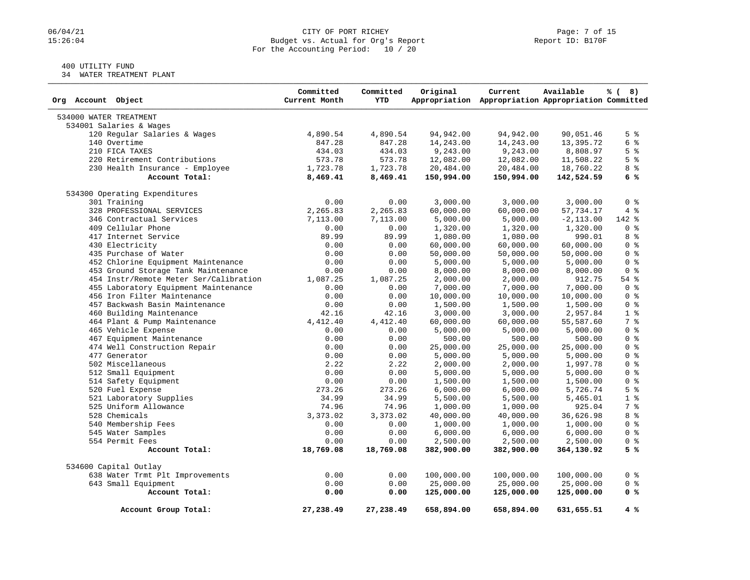CITY OF PORT RICHEY
Budget vs. Actual for Org's Report
For the Accounting Period: 10 / 20

400 UTILITY FUND
34 WATER TREATMENT PLANT

| Org Account Object | Committed Current Month | Committed YTD | Original Appropriation | Current Appropriation | Available Appropriation | % ( 8) Committed |
|---|---|---|---|---|---|---|
| 534000 WATER TREATMENT | | | | | | |
| 534001 Salaries & Wages | | | | | | |
| 120 Regular Salaries & Wages | 4,890.54 | 4,890.54 | 94,942.00 | 94,942.00 | 90,051.46 | 5 % |
| 140 Overtime | 847.28 | 847.28 | 14,243.00 | 14,243.00 | 13,395.72 | 6 % |
| 210 FICA TAXES | 434.03 | 434.03 | 9,243.00 | 9,243.00 | 8,808.97 | 5 % |
| 220 Retirement Contributions | 573.78 | 573.78 | 12,082.00 | 12,082.00 | 11,508.22 | 5 % |
| 230 Health Insurance - Employee | 1,723.78 | 1,723.78 | 20,484.00 | 20,484.00 | 18,760.22 | 8 % |
| **Account Total:** | **8,469.41** | **8,469.41** | **150,994.00** | **150,994.00** | **142,524.59** | **6 %** |
| 534300 Operating Expenditures | | | | | | |
| 301 Training | 0.00 | 0.00 | 3,000.00 | 3,000.00 | 3,000.00 | 0 % |
| 328 PROFESSIONAL SERVICES | 2,265.83 | 2,265.83 | 60,000.00 | 60,000.00 | 57,734.17 | 4 % |
| 346 Contractual Services | 7,113.00 | 7,113.00 | 5,000.00 | 5,000.00 | -2,113.00 | 142 % |
| 409 Cellular Phone | 0.00 | 0.00 | 1,320.00 | 1,320.00 | 1,320.00 | 0 % |
| 417 Internet Service | 89.99 | 89.99 | 1,080.00 | 1,080.00 | 990.01 | 8 % |
| 430 Electricity | 0.00 | 0.00 | 60,000.00 | 60,000.00 | 60,000.00 | 0 % |
| 435 Purchase of Water | 0.00 | 0.00 | 50,000.00 | 50,000.00 | 50,000.00 | 0 % |
| 452 Chlorine Equipment Maintenance | 0.00 | 0.00 | 5,000.00 | 5,000.00 | 5,000.00 | 0 % |
| 453 Ground Storage Tank Maintenance | 0.00 | 0.00 | 8,000.00 | 8,000.00 | 8,000.00 | 0 % |
| 454 Instr/Remote Meter Ser/Calibration | 1,087.25 | 1,087.25 | 2,000.00 | 2,000.00 | 912.75 | 54 % |
| 455 Laboratory Equipment Maintenance | 0.00 | 0.00 | 7,000.00 | 7,000.00 | 7,000.00 | 0 % |
| 456 Iron Filter Maintenance | 0.00 | 0.00 | 10,000.00 | 10,000.00 | 10,000.00 | 0 % |
| 457 Backwash Basin Maintenance | 0.00 | 0.00 | 1,500.00 | 1,500.00 | 1,500.00 | 0 % |
| 460 Building Maintenance | 42.16 | 42.16 | 3,000.00 | 3,000.00 | 2,957.84 | 1 % |
| 464 Plant & Pump Maintenance | 4,412.40 | 4,412.40 | 60,000.00 | 60,000.00 | 55,587.60 | 7 % |
| 465 Vehicle Expense | 0.00 | 0.00 | 5,000.00 | 5,000.00 | 5,000.00 | 0 % |
| 467 Equipment Maintenance | 0.00 | 0.00 | 500.00 | 500.00 | 500.00 | 0 % |
| 474 Well Construction Repair | 0.00 | 0.00 | 25,000.00 | 25,000.00 | 25,000.00 | 0 % |
| 477 Generator | 0.00 | 0.00 | 5,000.00 | 5,000.00 | 5,000.00 | 0 % |
| 502 Miscellaneous | 2.22 | 2.22 | 2,000.00 | 2,000.00 | 1,997.78 | 0 % |
| 512 Small Equipment | 0.00 | 0.00 | 5,000.00 | 5,000.00 | 5,000.00 | 0 % |
| 514 Safety Equipment | 0.00 | 0.00 | 1,500.00 | 1,500.00 | 1,500.00 | 0 % |
| 520 Fuel Expense | 273.26 | 273.26 | 6,000.00 | 6,000.00 | 5,726.74 | 5 % |
| 521 Laboratory Supplies | 34.99 | 34.99 | 5,500.00 | 5,500.00 | 5,465.01 | 1 % |
| 525 Uniform Allowance | 74.96 | 74.96 | 1,000.00 | 1,000.00 | 925.04 | 7 % |
| 528 Chemicals | 3,373.02 | 3,373.02 | 40,000.00 | 40,000.00 | 36,626.98 | 8 % |
| 540 Membership Fees | 0.00 | 0.00 | 1,000.00 | 1,000.00 | 1,000.00 | 0 % |
| 545 Water Samples | 0.00 | 0.00 | 6,000.00 | 6,000.00 | 6,000.00 | 0 % |
| 554 Permit Fees | 0.00 | 0.00 | 2,500.00 | 2,500.00 | 2,500.00 | 0 % |
| **Account Total:** | **18,769.08** | **18,769.08** | **382,900.00** | **382,900.00** | **364,130.92** | **5 %** |
| 534600 Capital Outlay | | | | | | |
| 638 Water Trmt Plt Improvements | 0.00 | 0.00 | 100,000.00 | 100,000.00 | 100,000.00 | 0 % |
| 643 Small Equipment | 0.00 | 0.00 | 25,000.00 | 25,000.00 | 25,000.00 | 0 % |
| **Account Total:** | **0.00** | **0.00** | **125,000.00** | **125,000.00** | **125,000.00** | **0 %** |
| **Account Group Total:** | **27,238.49** | **27,238.49** | **658,894.00** | **658,894.00** | **631,655.51** | **4 %** |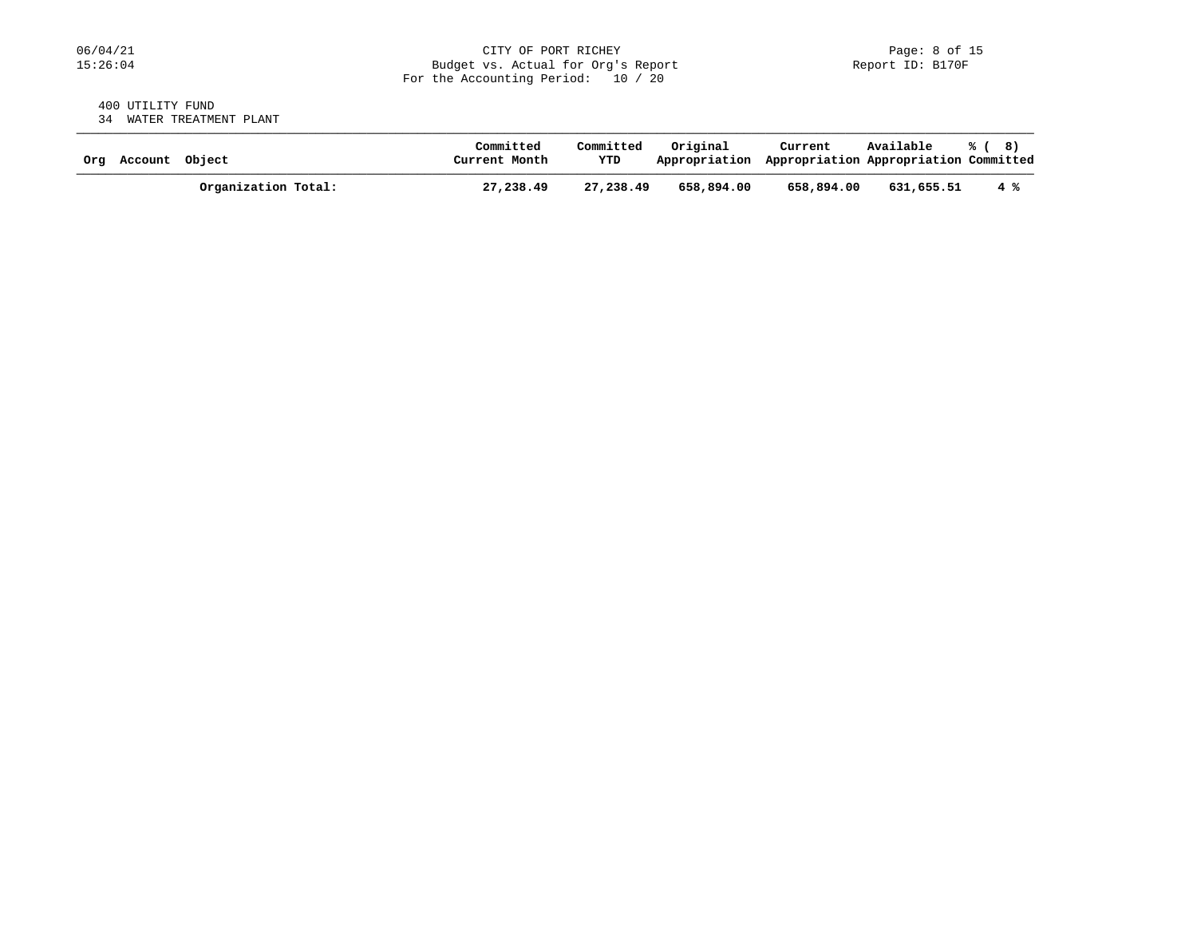400 UTILITY FUND
34 WATER TREATMENT PLANT

| Org | Account | Object | Committed Current Month | Committed YTD | Original Appropriation | Current Appropriation | Available Appropriation | % ( 8) Committed |
|---|---|---|---|---|---|---|---|---|
| | | **Organization Total:** | **27,238.49** | **27,238.49** | **658,894.00** | **658,894.00** | **631,655.51** | **4 %** |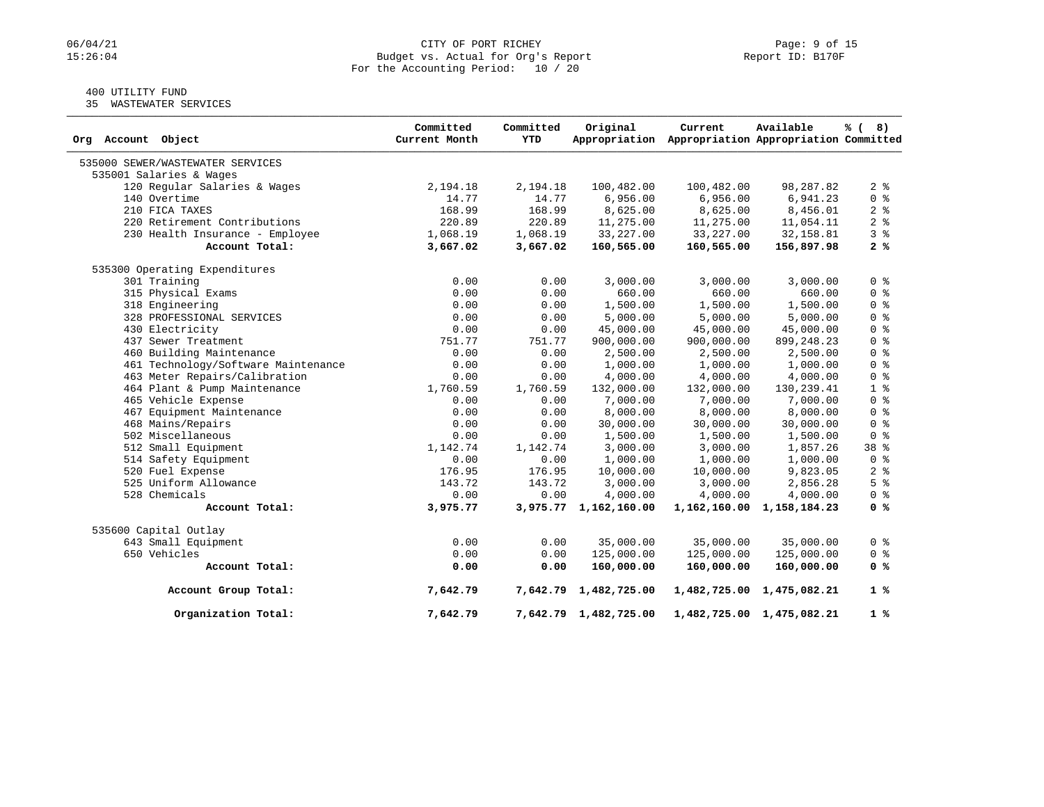CITY OF PORT RICHEY
Budget vs. Actual for Org's Report
For the Accounting Period: 10 / 20

400 UTILITY FUND
35 WASTEWATER SERVICES

| Org Account Object | Committed Current Month | Committed YTD | Original Appropriation | Current Appropriation | Available Appropriation | % ( 8) Committed |
|---|---|---|---|---|---|---|
| 535000 SEWER/WASTEWATER SERVICES | | | | | | |
| 535001 Salaries & Wages | | | | | | |
| 120 Regular Salaries & Wages | 2,194.18 | 2,194.18 | 100,482.00 | 100,482.00 | 98,287.82 | 2 % |
| 140 Overtime | 14.77 | 14.77 | 6,956.00 | 6,956.00 | 6,941.23 | 0 % |
| 210 FICA TAXES | 168.99 | 168.99 | 8,625.00 | 8,625.00 | 8,456.01 | 2 % |
| 220 Retirement Contributions | 220.89 | 220.89 | 11,275.00 | 11,275.00 | 11,054.11 | 2 % |
| 230 Health Insurance - Employee | 1,068.19 | 1,068.19 | 33,227.00 | 33,227.00 | 32,158.81 | 3 % |
| **Account Total:** | **3,667.02** | **3,667.02** | **160,565.00** | **160,565.00** | **156,897.98** | **2 %** |
| 535300 Operating Expenditures | | | | | | |
| 301 Training | 0.00 | 0.00 | 3,000.00 | 3,000.00 | 3,000.00 | 0 % |
| 315 Physical Exams | 0.00 | 0.00 | 660.00 | 660.00 | 660.00 | 0 % |
| 318 Engineering | 0.00 | 0.00 | 1,500.00 | 1,500.00 | 1,500.00 | 0 % |
| 328 PROFESSIONAL SERVICES | 0.00 | 0.00 | 5,000.00 | 5,000.00 | 5,000.00 | 0 % |
| 430 Electricity | 0.00 | 0.00 | 45,000.00 | 45,000.00 | 45,000.00 | 0 % |
| 437 Sewer Treatment | 751.77 | 751.77 | 900,000.00 | 900,000.00 | 899,248.23 | 0 % |
| 460 Building Maintenance | 0.00 | 0.00 | 2,500.00 | 2,500.00 | 2,500.00 | 0 % |
| 461 Technology/Software Maintenance | 0.00 | 0.00 | 1,000.00 | 1,000.00 | 1,000.00 | 0 % |
| 463 Meter Repairs/Calibration | 0.00 | 0.00 | 4,000.00 | 4,000.00 | 4,000.00 | 0 % |
| 464 Plant & Pump Maintenance | 1,760.59 | 1,760.59 | 132,000.00 | 132,000.00 | 130,239.41 | 1 % |
| 465 Vehicle Expense | 0.00 | 0.00 | 7,000.00 | 7,000.00 | 7,000.00 | 0 % |
| 467 Equipment Maintenance | 0.00 | 0.00 | 8,000.00 | 8,000.00 | 8,000.00 | 0 % |
| 468 Mains/Repairs | 0.00 | 0.00 | 30,000.00 | 30,000.00 | 30,000.00 | 0 % |
| 502 Miscellaneous | 0.00 | 0.00 | 1,500.00 | 1,500.00 | 1,500.00 | 0 % |
| 512 Small Equipment | 1,142.74 | 1,142.74 | 3,000.00 | 3,000.00 | 1,857.26 | 38 % |
| 514 Safety Equipment | 0.00 | 0.00 | 1,000.00 | 1,000.00 | 1,000.00 | 0 % |
| 520 Fuel Expense | 176.95 | 176.95 | 10,000.00 | 10,000.00 | 9,823.05 | 2 % |
| 525 Uniform Allowance | 143.72 | 143.72 | 3,000.00 | 3,000.00 | 2,856.28 | 5 % |
| 528 Chemicals | 0.00 | 0.00 | 4,000.00 | 4,000.00 | 4,000.00 | 0 % |
| **Account Total:** | **3,975.77** | **3,975.77** | **1,162,160.00** | **1,162,160.00** | **1,158,184.23** | **0 %** |
| 535600 Capital Outlay | | | | | | |
| 643 Small Equipment | 0.00 | 0.00 | 35,000.00 | 35,000.00 | 35,000.00 | 0 % |
| 650 Vehicles | 0.00 | 0.00 | 125,000.00 | 125,000.00 | 125,000.00 | 0 % |
| **Account Total:** | **0.00** | **0.00** | **160,000.00** | **160,000.00** | **160,000.00** | **0 %** |
| **Account Group Total:** | **7,642.79** | **7,642.79** | **1,482,725.00** | **1,482,725.00** | **1,475,082.21** | **1 %** |
| **Organization Total:** | **7,642.79** | **7,642.79** | **1,482,725.00** | **1,482,725.00** | **1,475,082.21** | **1 %** |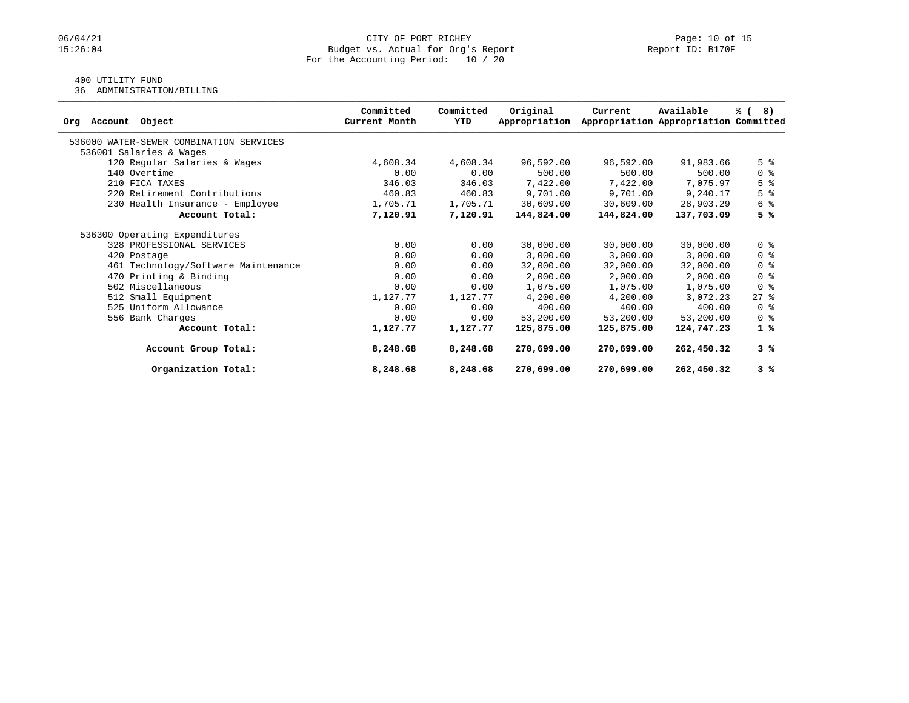CITY OF PORT RICHEY
Budget vs. Actual for Org's Report
For the Accounting Period: 10 / 20

400 UTILITY FUND
36 ADMINISTRATION/BILLING

| Org Account Object | Committed Current Month | Committed YTD | Original Appropriation | Current Appropriation | Available Appropriation | % ( 8) Committed |
|---|---|---|---|---|---|---|
| 536000 WATER-SEWER COMBINATION SERVICES | | | | | | |
| 536001 Salaries & Wages | | | | | | |
| 120 Regular Salaries & Wages | 4,608.34 | 4,608.34 | 96,592.00 | 96,592.00 | 91,983.66 | 5 % |
| 140 Overtime | 0.00 | 0.00 | 500.00 | 500.00 | 500.00 | 0 % |
| 210 FICA TAXES | 346.03 | 346.03 | 7,422.00 | 7,422.00 | 7,075.97 | 5 % |
| 220 Retirement Contributions | 460.83 | 460.83 | 9,701.00 | 9,701.00 | 9,240.17 | 5 % |
| 230 Health Insurance - Employee | 1,705.71 | 1,705.71 | 30,609.00 | 30,609.00 | 28,903.29 | 6 % |
| **Account Total:** | **7,120.91** | **7,120.91** | **144,824.00** | **144,824.00** | **137,703.09** | **5 %** |
| 536300 Operating Expenditures | | | | | | |
| 328 PROFESSIONAL SERVICES | 0.00 | 0.00 | 30,000.00 | 30,000.00 | 30,000.00 | 0 % |
| 420 Postage | 0.00 | 0.00 | 3,000.00 | 3,000.00 | 3,000.00 | 0 % |
| 461 Technology/Software Maintenance | 0.00 | 0.00 | 32,000.00 | 32,000.00 | 32,000.00 | 0 % |
| 470 Printing & Binding | 0.00 | 0.00 | 2,000.00 | 2,000.00 | 2,000.00 | 0 % |
| 502 Miscellaneous | 0.00 | 0.00 | 1,075.00 | 1,075.00 | 1,075.00 | 0 % |
| 512 Small Equipment | 1,127.77 | 1,127.77 | 4,200.00 | 4,200.00 | 3,072.23 | 27 % |
| 525 Uniform Allowance | 0.00 | 0.00 | 400.00 | 400.00 | 400.00 | 0 % |
| 556 Bank Charges | 0.00 | 0.00 | 53,200.00 | 53,200.00 | 53,200.00 | 0 % |
| **Account Total:** | **1,127.77** | **1,127.77** | **125,875.00** | **125,875.00** | **124,747.23** | **1 %** |
| **Account Group Total:** | **8,248.68** | **8,248.68** | **270,699.00** | **270,699.00** | **262,450.32** | **3 %** |
| **Organization Total:** | **8,248.68** | **8,248.68** | **270,699.00** | **270,699.00** | **262,450.32** | **3 %** |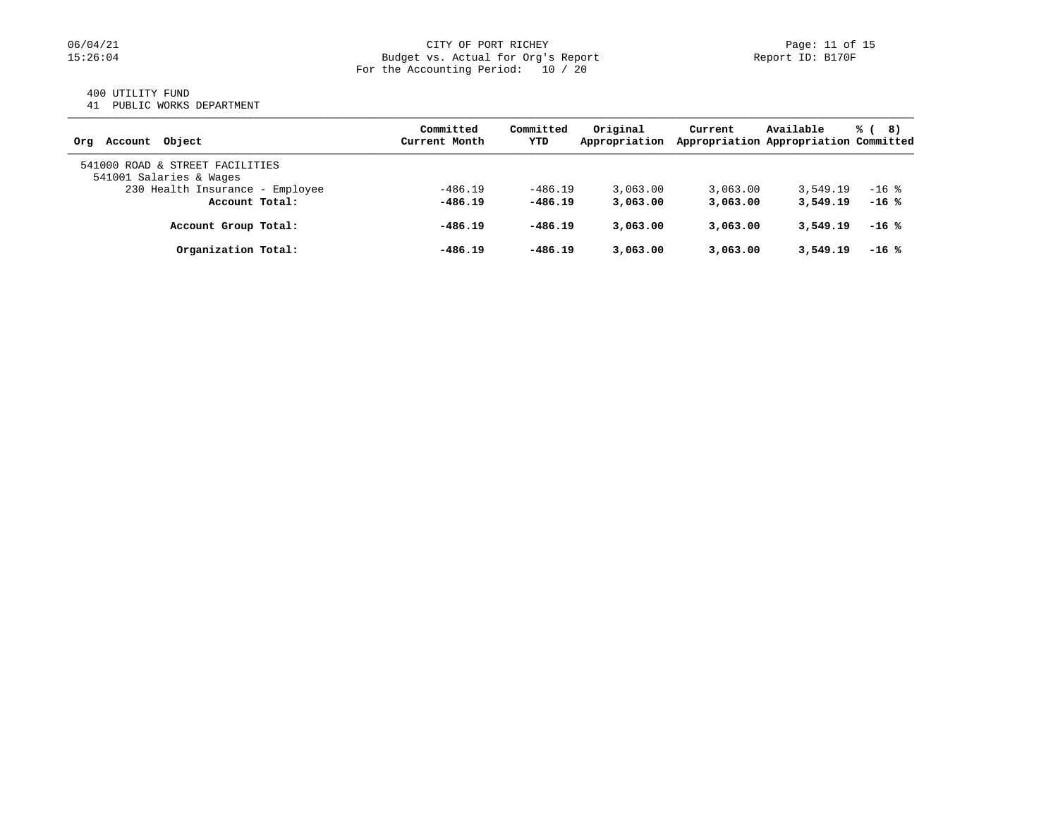CITY OF PORT RICHEY
Budget vs. Actual for Org's Report
For the Accounting Period: 10 / 20

Report ID: B170F

400 UTILITY FUND
41 PUBLIC WORKS DEPARTMENT

| Org Account Object | Committed Current Month | Committed YTD | Original Appropriation | Current Appropriation | Available Appropriation | % ( 8) Committed |
|---|---|---|---|---|---|---|
| 541000 ROAD & STREET FACILITIES | | | | | | |
| 541001 Salaries & Wages | | | | | | |
| 230 Health Insurance - Employee | -486.19 | -486.19 | 3,063.00 | 3,063.00 | 3,549.19 | -16 % |
| **Account Total:** | **-486.19** | **-486.19** | **3,063.00** | **3,063.00** | **3,549.19** | **-16 %** |
| **Account Group Total:** | **-486.19** | **-486.19** | **3,063.00** | **3,063.00** | **3,549.19** | **-16 %** |
| **Organization Total:** | **-486.19** | **-486.19** | **3,063.00** | **3,063.00** | **3,549.19** | **-16 %** |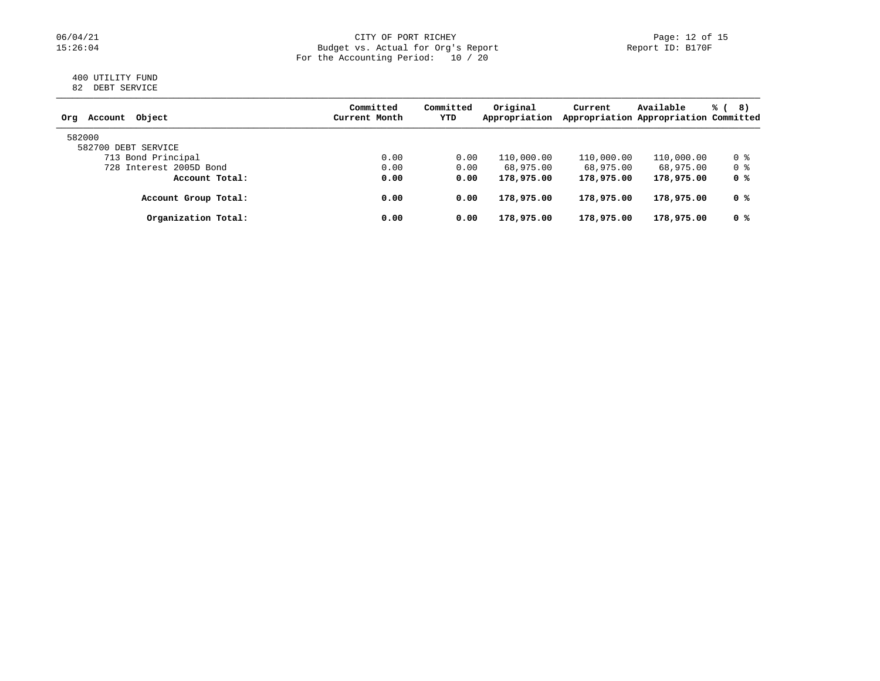CITY OF PORT RICHEY
Budget vs. Actual for Org's Report
For the Accounting Period: 10 / 20

400 UTILITY FUND
82 DEBT SERVICE

| Org Account Object | Committed Current Month | Committed YTD | Original Appropriation | Current Appropriation | Available Appropriation | % ( 8) Committed |
|---|---|---|---|---|---|---|
| 582000 | | | | | | |
| 582700 DEBT SERVICE | | | | | | |
| 713 Bond Principal | 0.00 | 0.00 | 110,000.00 | 110,000.00 | 110,000.00 | 0 % |
| 728 Interest 2005D Bond | 0.00 | 0.00 | 68,975.00 | 68,975.00 | 68,975.00 | 0 % |
| **Account Total:** | **0.00** | **0.00** | **178,975.00** | **178,975.00** | **178,975.00** | **0 %** |
| **Account Group Total:** | **0.00** | **0.00** | **178,975.00** | **178,975.00** | **178,975.00** | **0 %** |
| **Organization Total:** | **0.00** | **0.00** | **178,975.00** | **178,975.00** | **178,975.00** | **0 %** |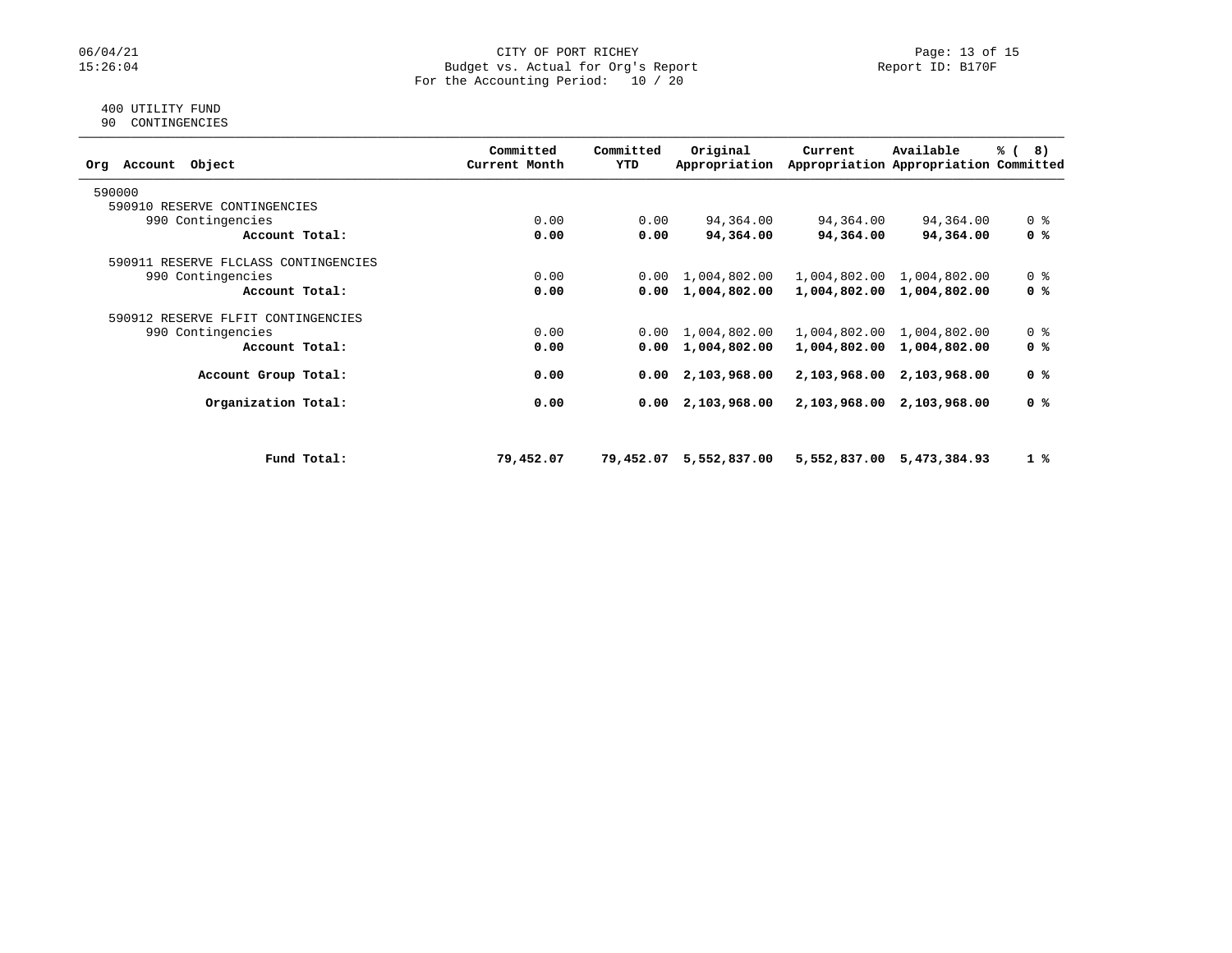CITY OF PORT RICHEY
Budget vs. Actual for Org's Report
For the Accounting Period: 10 / 20

06/04/21
15:26:04

Report ID: B170F

400 UTILITY FUND
90 CONTINGENCIES

| Org Account Object | Committed Current Month | Committed YTD | Original Appropriation | Current Appropriation | Available Appropriation | % ( 8) Committed |
|---|---|---|---|---|---|---|
| 590000 | | | | | | |
| 590910 RESERVE CONTINGENCIES | | | | | | |
| 990 Contingencies | 0.00 | 0.00 | 94,364.00 | 94,364.00 | 94,364.00 | 0 % |
| **Account Total:** | **0.00** | **0.00** | **94,364.00** | **94,364.00** | **94,364.00** | **0 %** |
| 590911 RESERVE FLCLASS CONTINGENCIES | | | | | | |
| 990 Contingencies | 0.00 | 0.00 | 1,004,802.00 | 1,004,802.00 | 1,004,802.00 | 0 % |
| **Account Total:** | **0.00** | **0.00** | **1,004,802.00** | **1,004,802.00** | **1,004,802.00** | **0 %** |
| 590912 RESERVE FLFIT CONTINGENCIES | | | | | | |
| 990 Contingencies | 0.00 | 0.00 | 1,004,802.00 | 1,004,802.00 | 1,004,802.00 | 0 % |
| **Account Total:** | **0.00** | **0.00** | **1,004,802.00** | **1,004,802.00** | **1,004,802.00** | **0 %** |
| **Account Group Total:** | **0.00** | **0.00** | **2,103,968.00** | **2,103,968.00** | **2,103,968.00** | **0 %** |
| **Organization Total:** | **0.00** | **0.00** | **2,103,968.00** | **2,103,968.00** | **2,103,968.00** | **0 %** |
| **Fund Total:** | **79,452.07** | **79,452.07** | **5,552,837.00** | **5,552,837.00** | **5,473,384.93** | **1 %** |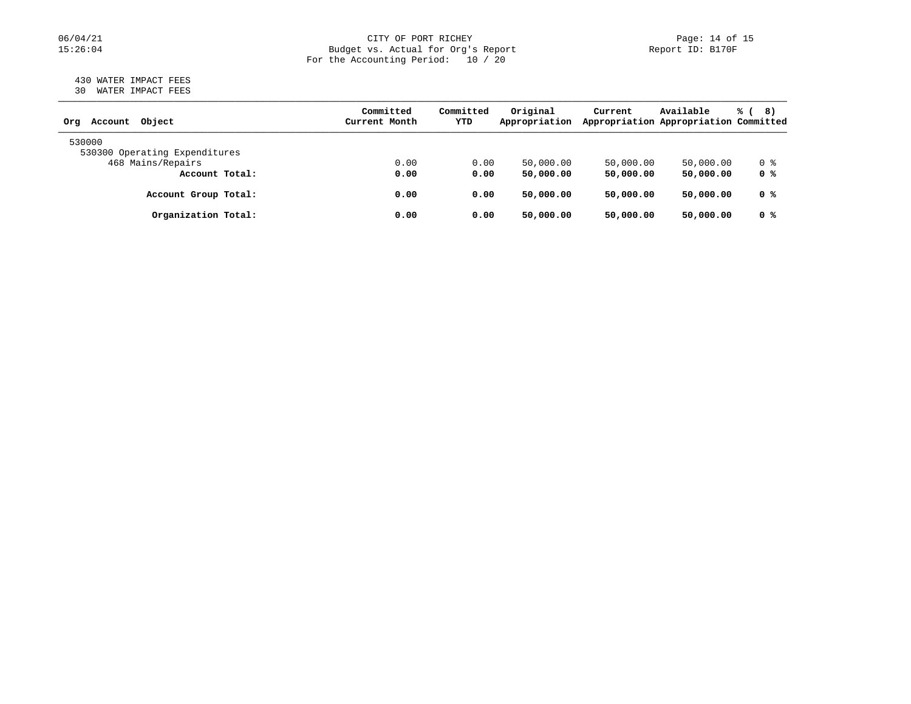CITY OF PORT RICHEY
Budget vs. Actual for Org's Report
For the Accounting Period: 10 / 20

Report ID: B170F

06/04/21
15:26:04

430 WATER IMPACT FEES
30 WATER IMPACT FEES

| Org Account Object | Committed Current Month | Committed YTD | Original Appropriation | Current Appropriation | Available Appropriation | % ( 8) Committed |
|---|---|---|---|---|---|---|
| 530000 | | | | | | |
| 530300 Operating Expenditures | | | | | | |
| 468 Mains/Repairs | 0.00 | 0.00 | 50,000.00 | 50,000.00 | 50,000.00 | 0 % |
| **Account Total:** | **0.00** | **0.00** | **50,000.00** | **50,000.00** | **50,000.00** | **0 %** |
| **Account Group Total:** | **0.00** | **0.00** | **50,000.00** | **50,000.00** | **50,000.00** | **0 %** |
| **Organization Total:** | **0.00** | **0.00** | **50,000.00** | **50,000.00** | **50,000.00** | **0 %** |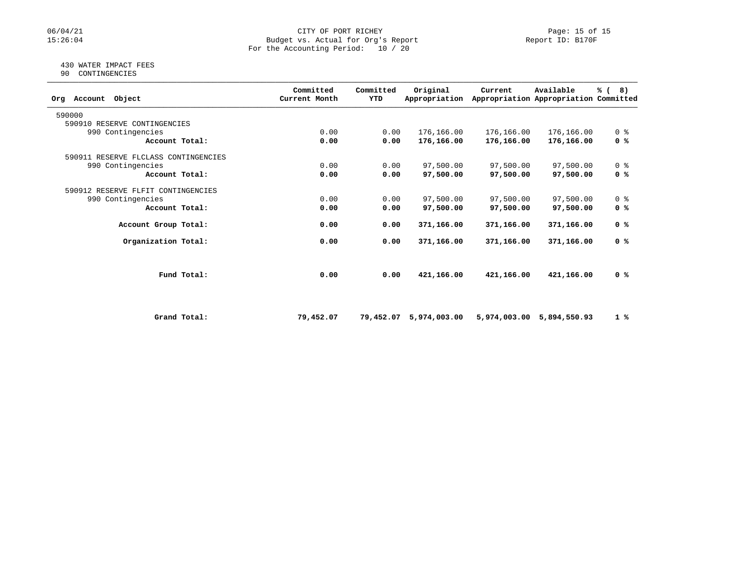CITY OF PORT RICHEY
Budget vs. Actual for Org's Report
For the Accounting Period: 10 / 20

06/04/21
15:26:04

Report ID: B170F

430 WATER IMPACT FEES
90 CONTINGENCIES

| Org Account Object | Committed Current Month | Committed YTD | Original Appropriation | Current Appropriation | Available Appropriation | % ( 8) Committed |
|---|---|---|---|---|---|---|
| 590000 | | | | | | |
| 590910 RESERVE CONTINGENCIES | | | | | | |
| 990 Contingencies | 0.00 | 0.00 | 176,166.00 | 176,166.00 | 176,166.00 | 0 % |
| **Account Total:** | **0.00** | **0.00** | **176,166.00** | **176,166.00** | **176,166.00** | **0 %** |
| 590911 RESERVE FLCLASS CONTINGENCIES | | | | | | |
| 990 Contingencies | 0.00 | 0.00 | 97,500.00 | 97,500.00 | 97,500.00 | 0 % |
| **Account Total:** | **0.00** | **0.00** | **97,500.00** | **97,500.00** | **97,500.00** | **0 %** |
| 590912 RESERVE FLFIT CONTINGENCIES | | | | | | |
| 990 Contingencies | 0.00 | 0.00 | 97,500.00 | 97,500.00 | 97,500.00 | 0 % |
| **Account Total:** | **0.00** | **0.00** | **97,500.00** | **97,500.00** | **97,500.00** | **0 %** |
| **Account Group Total:** | **0.00** | **0.00** | **371,166.00** | **371,166.00** | **371,166.00** | **0 %** |
| **Organization Total:** | **0.00** | **0.00** | **371,166.00** | **371,166.00** | **371,166.00** | **0 %** |
| **Fund Total:** | **0.00** | **0.00** | **421,166.00** | **421,166.00** | **421,166.00** | **0 %** |
| **Grand Total:** | **79,452.07** | **79,452.07** | **5,974,003.00** | **5,974,003.00** | **5,894,550.93** | **1 %** |